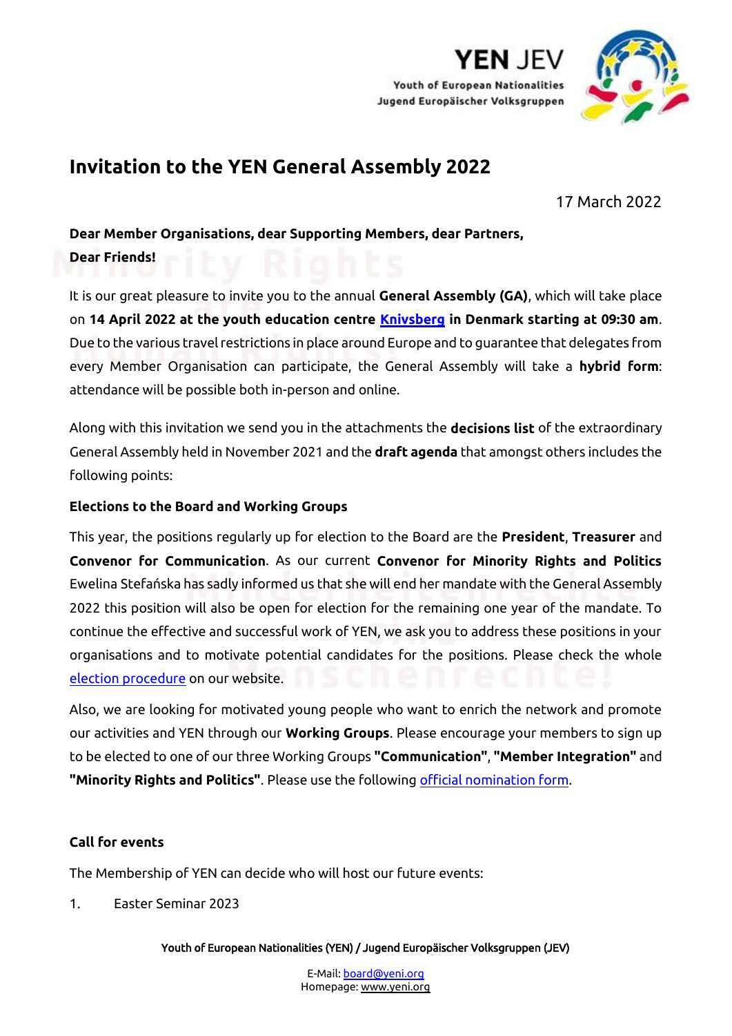# Invitation to the YEN General Assembly 2022

17 March 2022

**Dear Member Organisations, dear Supporting Members, dear Partners,**
**Dear Friends!**

It is our great pleasure to invite you to the annual **General Assembly (GA)**, which will take place on **14 April 2022 at the youth education centre Knivsberg in Denmark starting at 09:30 am**. Due to the various travel restrictions in place around Europe and to guarantee that delegates from every Member Organisation can participate, the General Assembly will take a **hybrid form**: attendance will be possible both in-person and online.

Along with this invitation we send you in the attachments the **decisions list** of the extraordinary General Assembly held in November 2021 and the **draft agenda** that amongst others includes the following points:

**Elections to the Board and Working Groups**

This year, the positions regularly up for election to the Board are the **President**, **Treasurer** and **Convenor for Communication**. As our current **Convenor for Minority Rights and Politics** Ewelina Stefańska has sadly informed us that she will end her mandate with the General Assembly 2022 this position will also be open for election for the remaining one year of the mandate. To continue the effective and successful work of YEN, we ask you to address these positions in your organisations and to motivate potential candidates for the positions. Please check the whole election procedure on our website.

Also, we are looking for motivated young people who want to enrich the network and promote our activities and YEN through our **Working Groups**. Please encourage your members to sign up to be elected to one of our three Working Groups **"Communication"**, **"Member Integration"** and **"Minority Rights and Politics"**. Please use the following official nomination form.

**Call for events**

The Membership of YEN can decide who will host our future events:

1. Easter Seminar 2023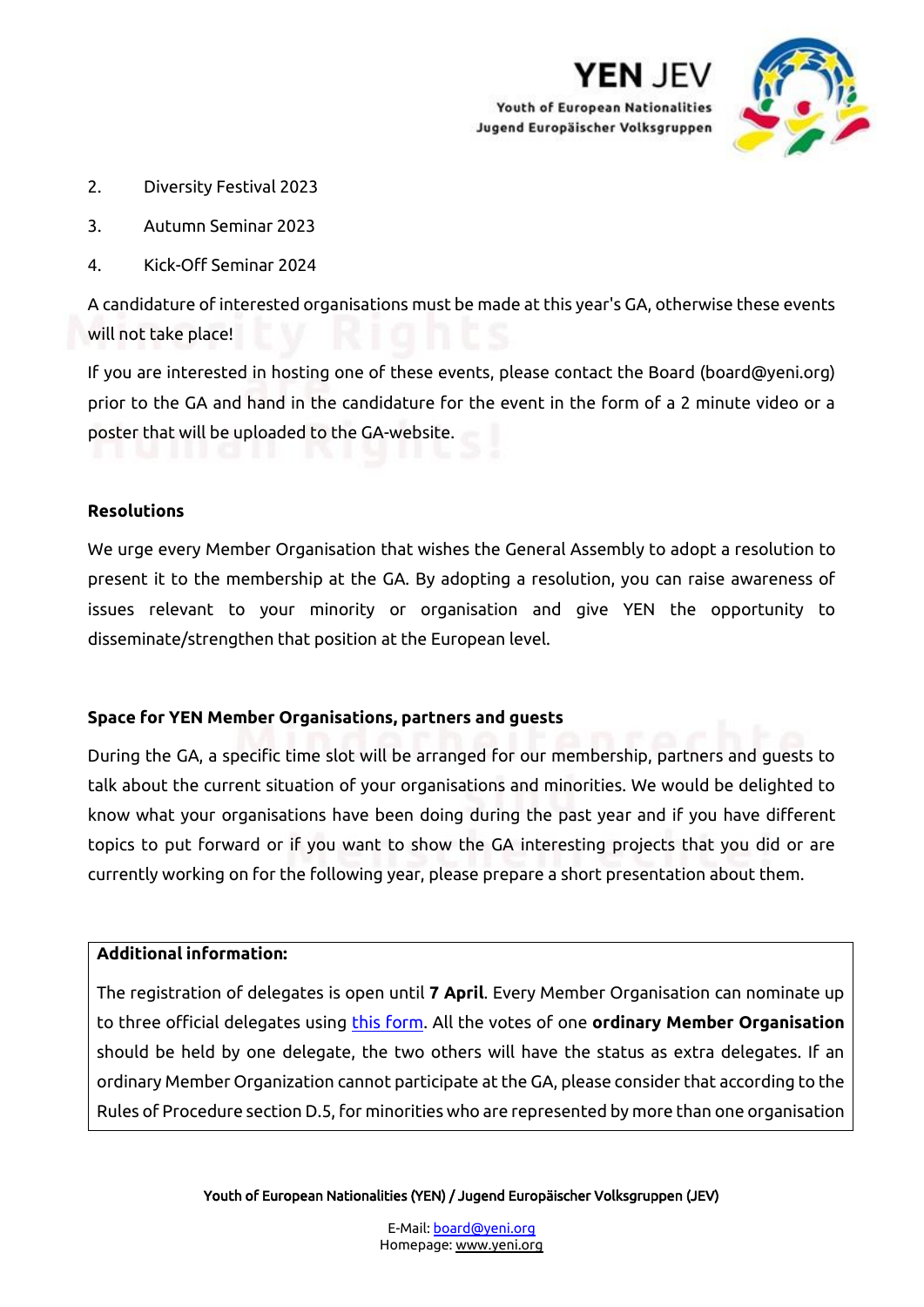2. Diversity Festival 2023
3. Autumn Seminar 2023
4. Kick-Off Seminar 2024

A candidature of interested organisations must be made at this year's GA, otherwise these events will not take place!

If you are interested in hosting one of these events, please contact the Board (board@yeni.org) prior to the GA and hand in the candidature for the event in the form of a 2 minute video or a poster that will be uploaded to the GA-website.

**Resolutions**

We urge every Member Organisation that wishes the General Assembly to adopt a resolution to present it to the membership at the GA. By adopting a resolution, you can raise awareness of issues relevant to your minority or organisation and give YEN the opportunity to disseminate/strengthen that position at the European level.

**Space for YEN Member Organisations, partners and guests**

During the GA, a specific time slot will be arranged for our membership, partners and guests to talk about the current situation of your organisations and minorities. We would be delighted to know what your organisations have been doing during the past year and if you have different topics to put forward or if you want to show the GA interesting projects that you did or are currently working on for the following year, please prepare a short presentation about them.

**Additional information:**

The registration of delegates is open until **7 April**. Every Member Organisation can nominate up to three official delegates using [this form]. All the votes of one **ordinary Member Organisation** should be held by one delegate, the two others will have the status as extra delegates. If an ordinary Member Organization cannot participate at the GA, please consider that according to the Rules of Procedure section D.5, for minorities who are represented by more than one organisation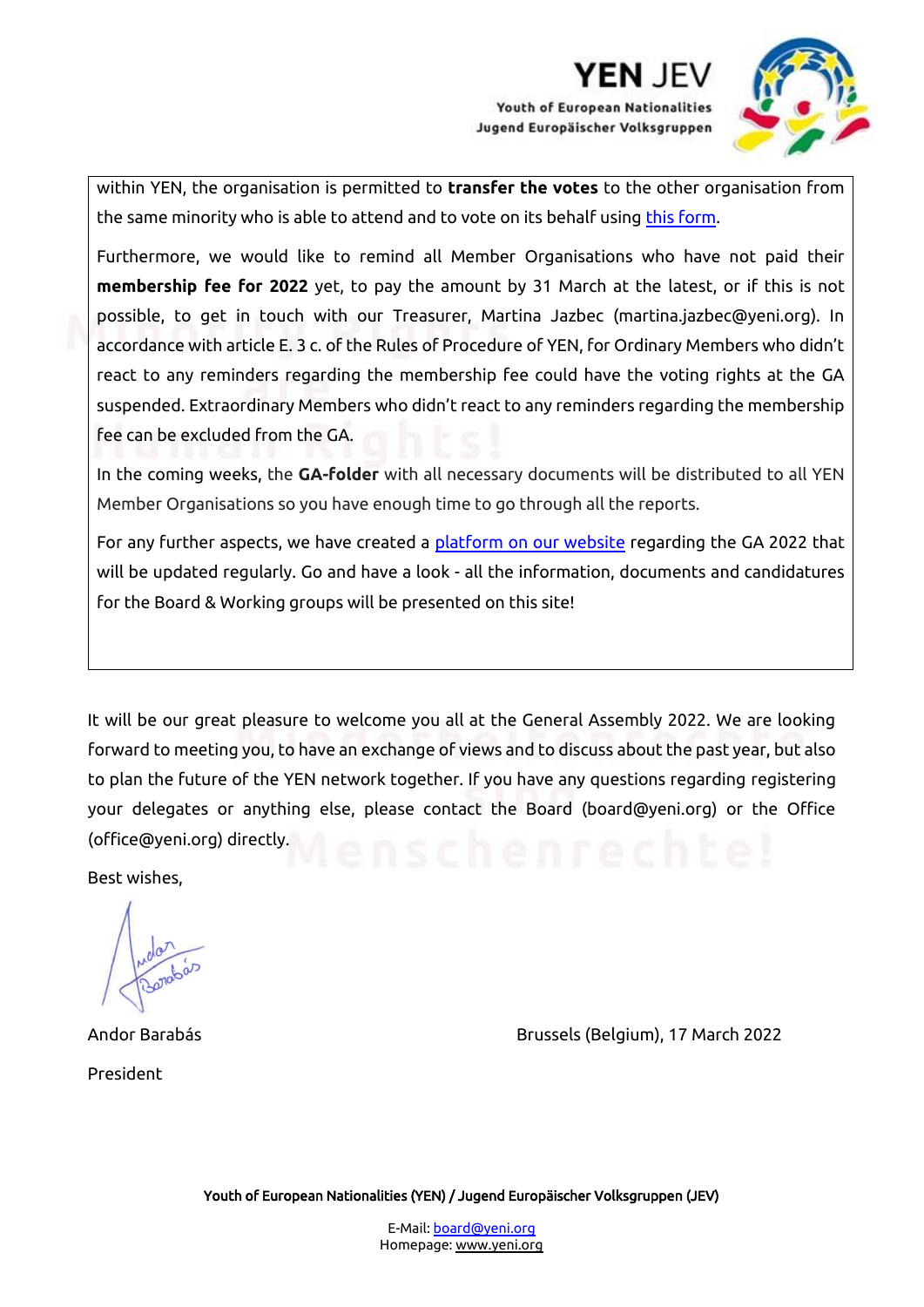within YEN, the organisation is permitted to **transfer the votes** to the other organisation from the same minority who is able to attend and to vote on its behalf using this form.

Furthermore, we would like to remind all Member Organisations who have not paid their **membership fee for 2022** yet, to pay the amount by 31 March at the latest, or if this is not possible, to get in touch with our Treasurer, Martina Jazbec (martina.jazbec@yeni.org). In accordance with article E. 3 c. of the Rules of Procedure of YEN, for Ordinary Members who didn't react to any reminders regarding the membership fee could have the voting rights at the GA suspended. Extraordinary Members who didn't react to any reminders regarding the membership fee can be excluded from the GA.

In the coming weeks, the **GA-folder** with all necessary documents will be distributed to all YEN Member Organisations so you have enough time to go through all the reports.

For any further aspects, we have created a platform on our website regarding the GA 2022 that will be updated regularly. Go and have a look - all the information, documents and candidatures for the Board & Working groups will be presented on this site!

It will be our great pleasure to welcome you all at the General Assembly 2022. We are looking forward to meeting you, to have an exchange of views and to discuss about the past year, but also to plan the future of the YEN network together. If you have any questions regarding registering your delegates or anything else, please contact the Board (board@yeni.org) or the Office (office@yeni.org) directly.

Best wishes,

Andor Barabás

President

Brussels (Belgium), 17 March 2022